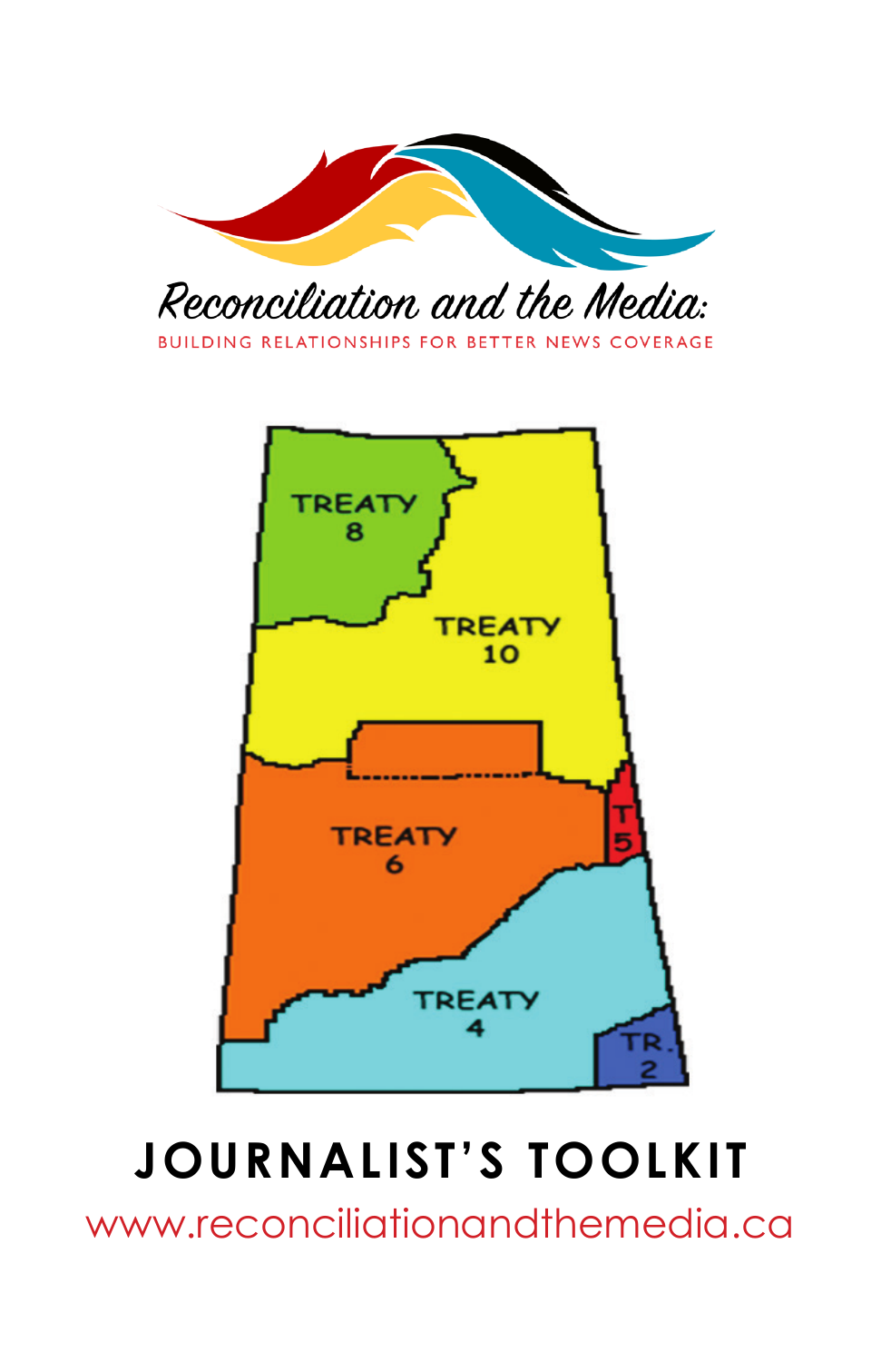# Reconciliation and the Media:

BUILDING RELATIONSHIPS FOR BETTER NEWS COVERAGE

TREATY 8

TREATY 10

TREATY 6

T 5

TREATY 4

TR. 2

# JOURNALIST'S TOOLKIT

www.reconciliationandthemedia.ca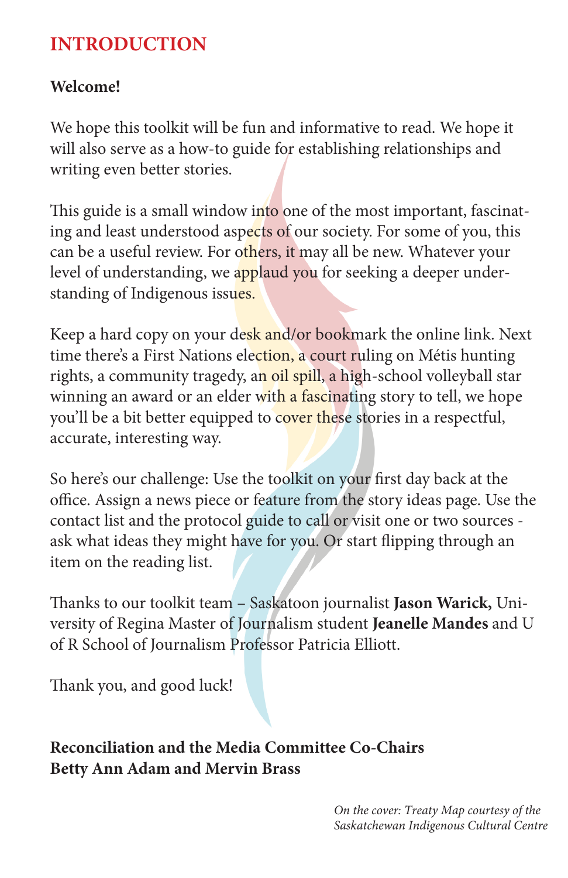# INTRODUCTION

**Welcome!**

We hope this toolkit will be fun and informative to read. We hope it will also serve as a how-to guide for establishing relationships and writing even better stories.

This guide is a small window into one of the most important, fascinating and least understood aspects of our society. For some of you, this can be a useful review. For others, it may all be new. Whatever your level of understanding, we applaud you for seeking a deeper understanding of Indigenous issues.

Keep a hard copy on your desk and/or bookmark the online link. Next time there's a First Nations election, a court ruling on Métis hunting rights, a community tragedy, an oil spill, a high-school volleyball star winning an award or an elder with a fascinating story to tell, we hope you'll be a bit better equipped to cover these stories in a respectful, accurate, interesting way.

So here's our challenge: Use the toolkit on your first day back at the office. Assign a news piece or feature from the story ideas page. Use the contact list and the protocol guide to call or visit one or two sources - ask what ideas they might have for you. Or start flipping through an item on the reading list.

Thanks to our toolkit team – Saskatoon journalist **Jason Warick,** University of Regina Master of Journalism student **Jeanelle Mandes** and U of R School of Journalism Professor Patricia Elliott.

Thank you, and good luck!

**Reconciliation and the Media Committee Co-Chairs**
**Betty Ann Adam and Mervin Brass**

*On the cover: Treaty Map courtesy of the Saskatchewan Indigenous Cultural Centre*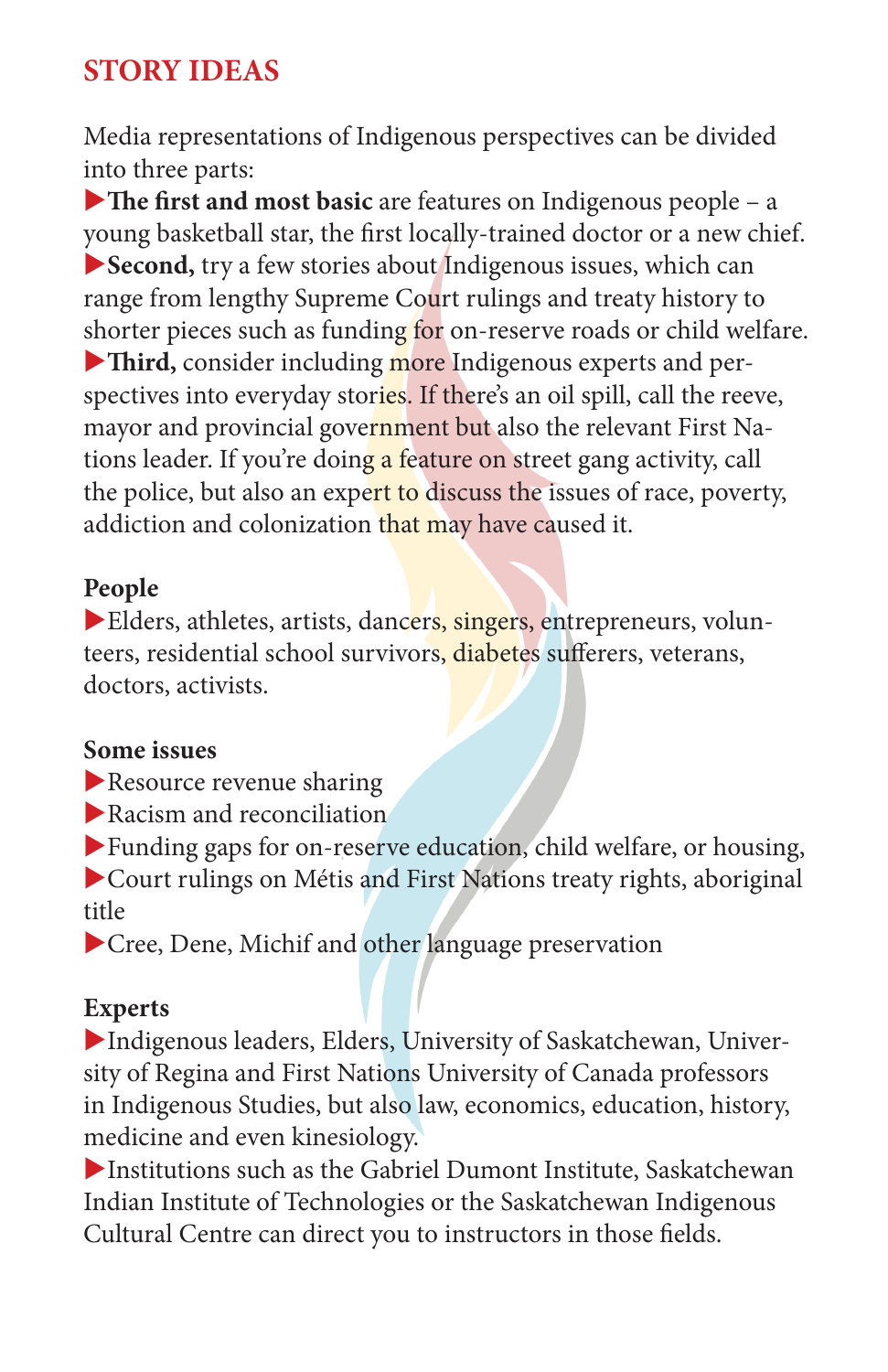## STORY IDEAS

Media representations of Indigenous perspectives can be divided into three parts:

- **The first and most basic** are features on Indigenous people – a young basketball star, the first locally-trained doctor or a new chief.
- **Second,** try a few stories about Indigenous issues, which can range from lengthy Supreme Court rulings and treaty history to shorter pieces such as funding for on-reserve roads or child welfare.
- **Third,** consider including more Indigenous experts and perspectives into everyday stories. If there's an oil spill, call the reeve, mayor and provincial government but also the relevant First Nations leader. If you're doing a feature on street gang activity, call the police, but also an expert to discuss the issues of race, poverty, addiction and colonization that may have caused it.

### People

- Elders, athletes, artists, dancers, singers, entrepreneurs, volunteers, residential school survivors, diabetes sufferers, veterans, doctors, activists.

### Some issues

- Resource revenue sharing
- Racism and reconciliation
- Funding gaps for on-reserve education, child welfare, or housing,
- Court rulings on Métis and First Nations treaty rights, aboriginal title
- Cree, Dene, Michif and other language preservation

### Experts

- Indigenous leaders, Elders, University of Saskatchewan, University of Regina and First Nations University of Canada professors in Indigenous Studies, but also law, economics, education, history, medicine and even kinesiology.
- Institutions such as the Gabriel Dumont Institute, Saskatchewan Indian Institute of Technologies or the Saskatchewan Indigenous Cultural Centre can direct you to instructors in those fields.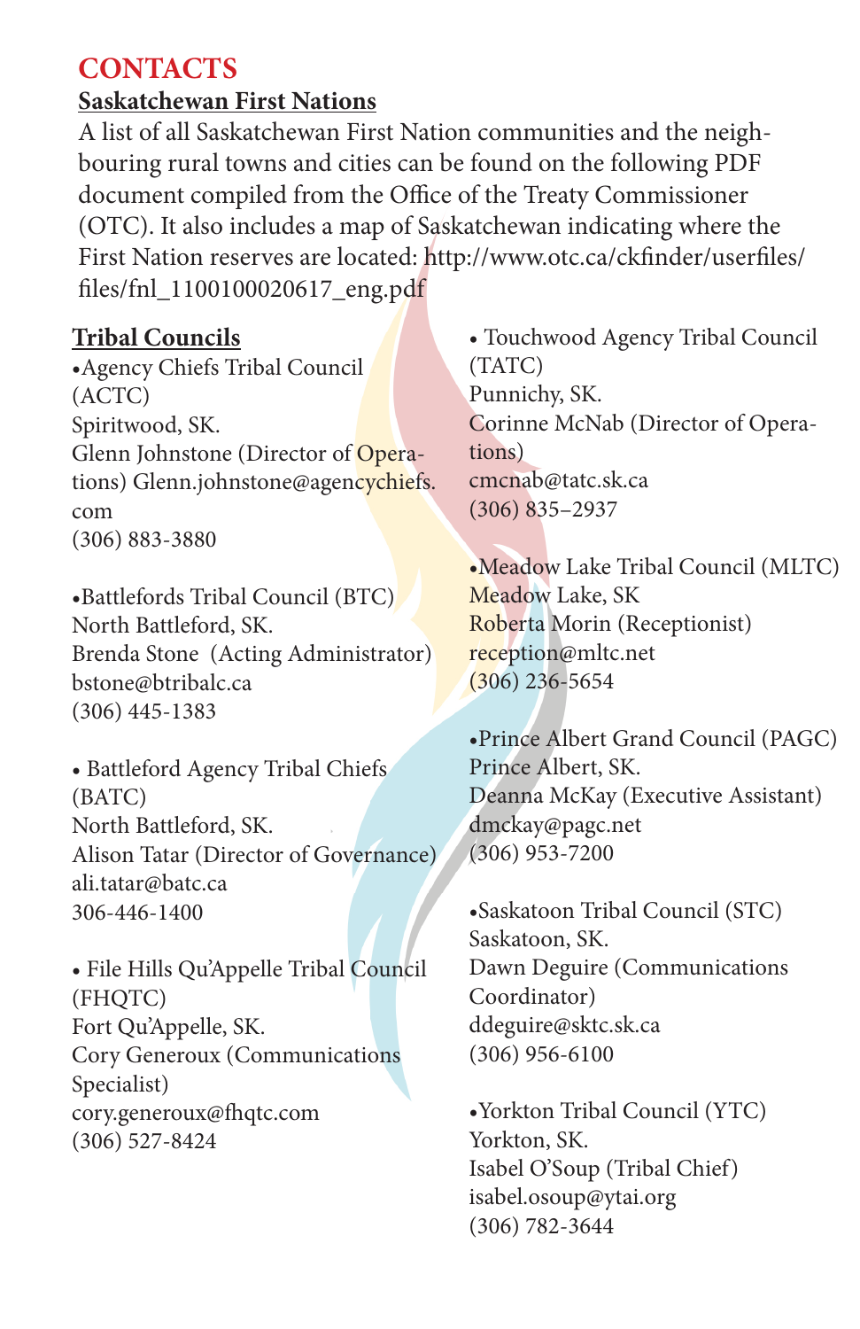# CONTACTS

## Saskatchewan First Nations

A list of all Saskatchewan First Nation communities and the neighbouring rural towns and cities can be found on the following PDF document compiled from the Office of the Treaty Commissioner (OTC). It also includes a map of Saskatchewan indicating where the First Nation reserves are located: http://www.otc.ca/ckfinder/userfiles/files/fnl_1100100020617_eng.pdf

## Tribal Councils

- Agency Chiefs Tribal Council (ACTC)
  Spiritwood, SK.
  Glenn Johnstone (Director of Operations) Glenn.johnstone@agencychiefs.com
  (306) 883-3880

- Battlefords Tribal Council (BTC)
  North Battleford, SK.
  Brenda Stone (Acting Administrator)
  bstone@btribalc.ca
  (306) 445-1383

- Battleford Agency Tribal Chiefs (BATC)
  North Battleford, SK.
  Alison Tatar (Director of Governance)
  ali.tatar@batc.ca
  306-446-1400

- File Hills Qu'Appelle Tribal Council (FHQTC)
  Fort Qu'Appelle, SK.
  Cory Generoux (Communications Specialist)
  cory.generoux@fhqtc.com
  (306) 527-8424

- Touchwood Agency Tribal Council (TATC)
  Punnichy, SK.
  Corinne McNab (Director of Operations)
  cmcnab@tatc.sk.ca
  (306) 835–2937

- Meadow Lake Tribal Council (MLTC)
  Meadow Lake, SK
  Roberta Morin (Receptionist)
  reception@mltc.net
  (306) 236-5654

- Prince Albert Grand Council (PAGC)
  Prince Albert, SK.
  Deanna McKay (Executive Assistant)
  dmckay@pagc.net
  (306) 953-7200

- Saskatoon Tribal Council (STC)
  Saskatoon, SK.
  Dawn Deguire (Communications Coordinator)
  ddeguire@sktc.sk.ca
  (306) 956-6100

- Yorkton Tribal Council (YTC)
  Yorkton, SK.
  Isabel O'Soup (Tribal Chief)
  isabel.osoup@ytai.org
  (306) 782-3644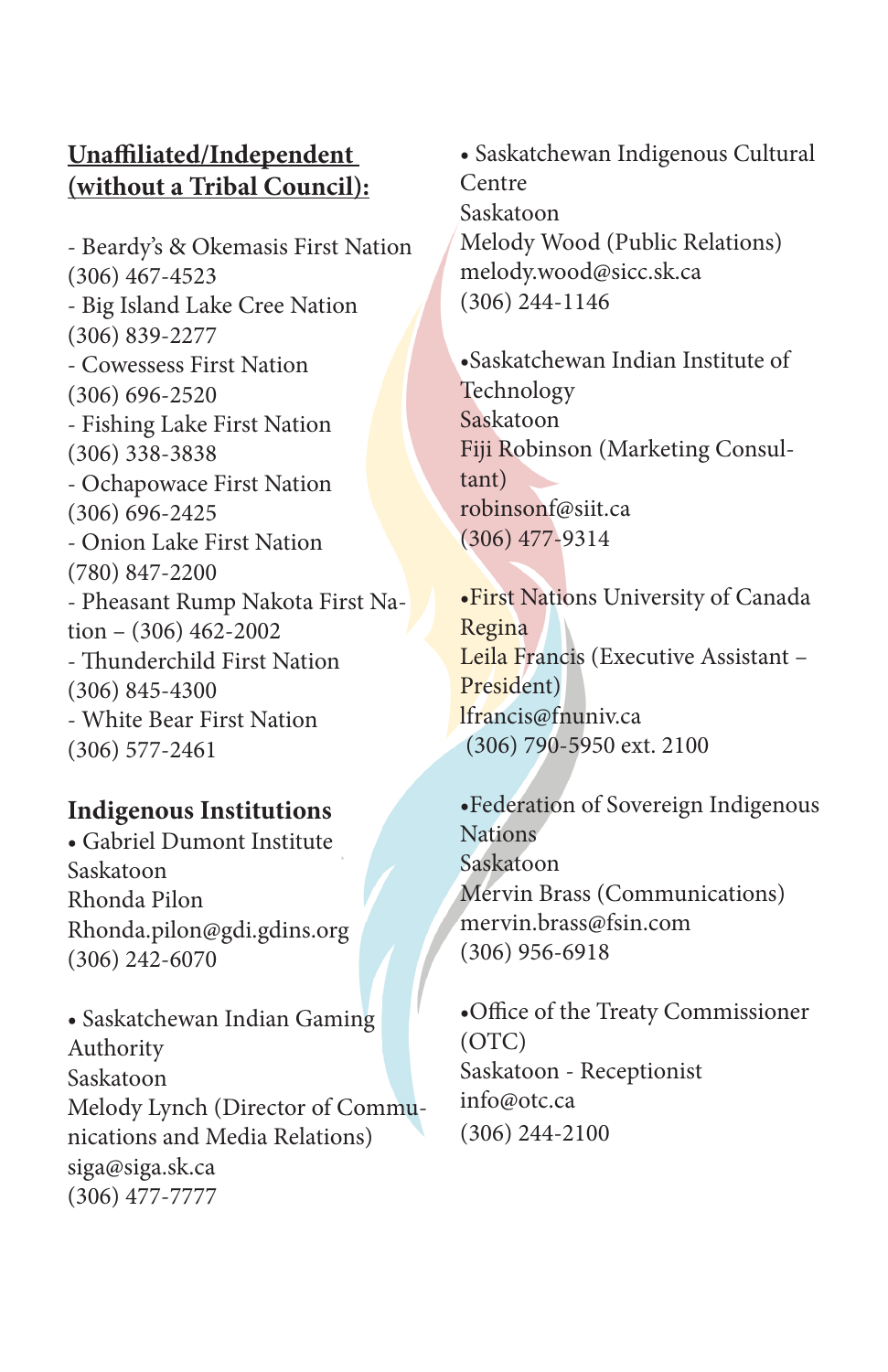## Unaffiliated/Independent (without a Tribal Council):

- Beardy's & Okemasis First Nation (306) 467-4523
- Big Island Lake Cree Nation (306) 839-2277
- Cowessess First Nation (306) 696-2520
- Fishing Lake First Nation (306) 338-3838
- Ochapowace First Nation (306) 696-2425
- Onion Lake First Nation (780) 847-2200
- Pheasant Rump Nakota First Nation – (306) 462-2002
- Thunderchild First Nation (306) 845-4300
- White Bear First Nation (306) 577-2461

## Indigenous Institutions

• Gabriel Dumont Institute
Saskatoon
Rhonda Pilon
Rhonda.pilon@gdi.gdins.org
(306) 242-6070

• Saskatchewan Indian Gaming Authority
Saskatoon
Melody Lynch (Director of Communications and Media Relations)
siga@siga.sk.ca
(306) 477-7777

• Saskatchewan Indigenous Cultural Centre
Saskatoon
Melody Wood (Public Relations)
melody.wood@sicc.sk.ca
(306) 244-1146

• Saskatchewan Indian Institute of Technology
Saskatoon
Fiji Robinson (Marketing Consultant)
robinsonf@siit.ca
(306) 477-9314

• First Nations University of Canada
Regina
Leila Francis (Executive Assistant – President)
lfrancis@fnuniv.ca
(306) 790-5950 ext. 2100

• Federation of Sovereign Indigenous Nations
Saskatoon
Mervin Brass (Communications)
mervin.brass@fsin.com
(306) 956-6918

• Office of the Treaty Commissioner (OTC)
Saskatoon - Receptionist
info@otc.ca
(306) 244-2100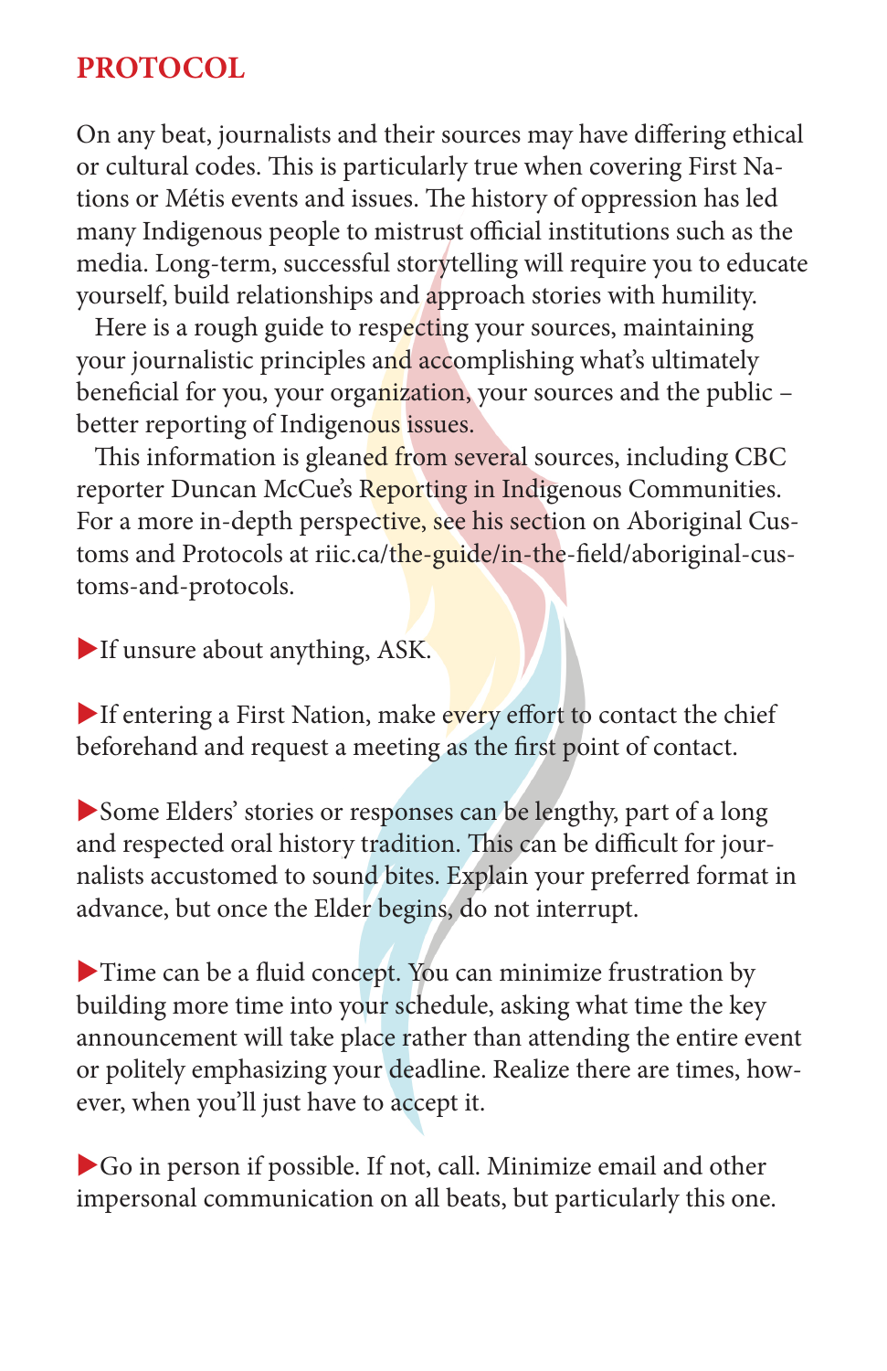## PROTOCOL

On any beat, journalists and their sources may have differing ethical or cultural codes. This is particularly true when covering First Nations or Métis events and issues. The history of oppression has led many Indigenous people to mistrust official institutions such as the media. Long-term, successful storytelling will require you to educate yourself, build relationships and approach stories with humility.

Here is a rough guide to respecting your sources, maintaining your journalistic principles and accomplishing what's ultimately beneficial for you, your organization, your sources and the public – better reporting of Indigenous issues.

This information is gleaned from several sources, including CBC reporter Duncan McCue's Reporting in Indigenous Communities. For a more in-depth perspective, see his section on Aboriginal Customs and Protocols at riic.ca/the-guide/in-the-field/aboriginal-customs-and-protocols.

▶ If unsure about anything, ASK.

▶ If entering a First Nation, make every effort to contact the chief beforehand and request a meeting as the first point of contact.

▶ Some Elders' stories or responses can be lengthy, part of a long and respected oral history tradition. This can be difficult for journalists accustomed to sound bites. Explain your preferred format in advance, but once the Elder begins, do not interrupt.

▶ Time can be a fluid concept. You can minimize frustration by building more time into your schedule, asking what time the key announcement will take place rather than attending the entire event or politely emphasizing your deadline. Realize there are times, however, when you'll just have to accept it.

▶ Go in person if possible. If not, call. Minimize email and other impersonal communication on all beats, but particularly this one.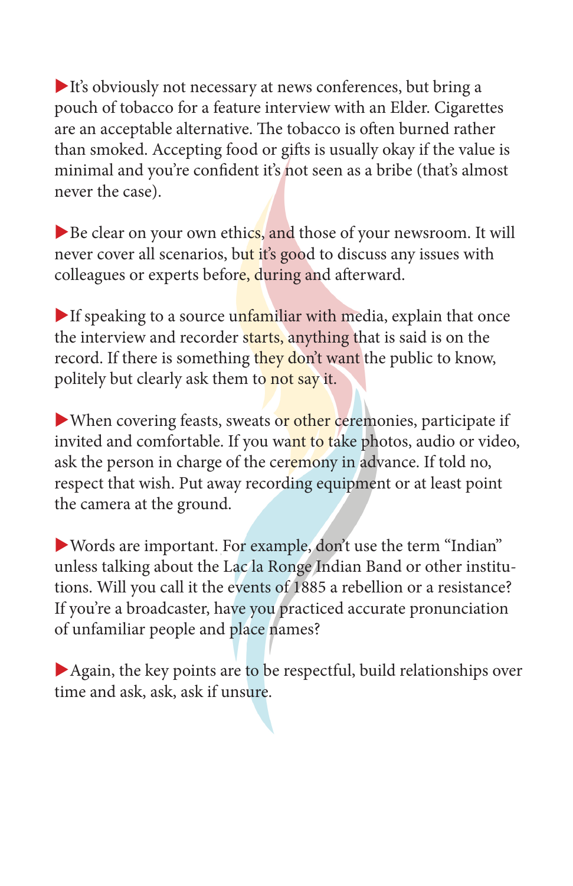▶It's obviously not necessary at news conferences, but bring a pouch of tobacco for a feature interview with an Elder. Cigarettes are an acceptable alternative. The tobacco is often burned rather than smoked. Accepting food or gifts is usually okay if the value is minimal and you're confident it's not seen as a bribe (that's almost never the case).

▶Be clear on your own ethics, and those of your newsroom. It will never cover all scenarios, but it's good to discuss any issues with colleagues or experts before, during and afterward.

▶If speaking to a source unfamiliar with media, explain that once the interview and recorder starts, anything that is said is on the record. If there is something they don't want the public to know, politely but clearly ask them to not say it.

▶When covering feasts, sweats or other ceremonies, participate if invited and comfortable. If you want to take photos, audio or video, ask the person in charge of the ceremony in advance. If told no, respect that wish. Put away recording equipment or at least point the camera at the ground.

▶Words are important. For example, don't use the term "Indian" unless talking about the Lac la Ronge Indian Band or other institutions. Will you call it the events of 1885 a rebellion or a resistance? If you're a broadcaster, have you practiced accurate pronunciation of unfamiliar people and place names?

▶Again, the key points are to be respectful, build relationships over time and ask, ask, ask if unsure.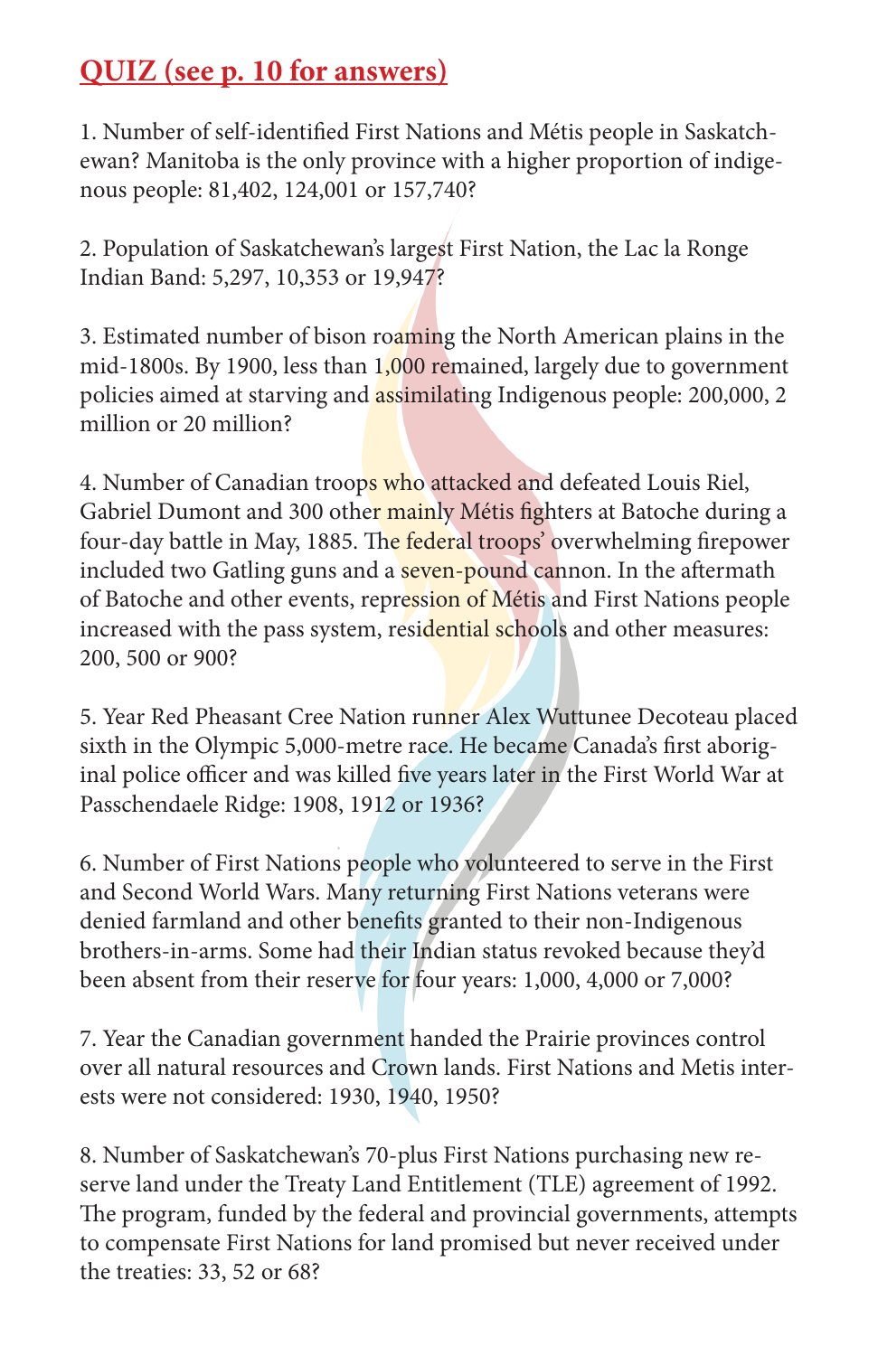## QUIZ (see p. 10 for answers)

1. Number of self-identified First Nations and Métis people in Saskatchewan? Manitoba is the only province with a higher proportion of indigenous people: 81,402, 124,001 or 157,740?

2. Population of Saskatchewan's largest First Nation, the Lac la Ronge Indian Band: 5,297, 10,353 or 19,947?

3. Estimated number of bison roaming the North American plains in the mid-1800s. By 1900, less than 1,000 remained, largely due to government policies aimed at starving and assimilating Indigenous people: 200,000, 2 million or 20 million?

4. Number of Canadian troops who attacked and defeated Louis Riel, Gabriel Dumont and 300 other mainly Métis fighters at Batoche during a four-day battle in May, 1885. The federal troops' overwhelming firepower included two Gatling guns and a seven-pound cannon. In the aftermath of Batoche and other events, repression of Métis and First Nations people increased with the pass system, residential schools and other measures: 200, 500 or 900?

5. Year Red Pheasant Cree Nation runner Alex Wuttunee Decoteau placed sixth in the Olympic 5,000-metre race. He became Canada's first aboriginal police officer and was killed five years later in the First World War at Passchendaele Ridge: 1908, 1912 or 1936?

6. Number of First Nations people who volunteered to serve in the First and Second World Wars. Many returning First Nations veterans were denied farmland and other benefits granted to their non-Indigenous brothers-in-arms. Some had their Indian status revoked because they'd been absent from their reserve for four years: 1,000, 4,000 or 7,000?

7. Year the Canadian government handed the Prairie provinces control over all natural resources and Crown lands. First Nations and Metis interests were not considered: 1930, 1940, 1950?

8. Number of Saskatchewan's 70-plus First Nations purchasing new reserve land under the Treaty Land Entitlement (TLE) agreement of 1992. The program, funded by the federal and provincial governments, attempts to compensate First Nations for land promised but never received under the treaties: 33, 52 or 68?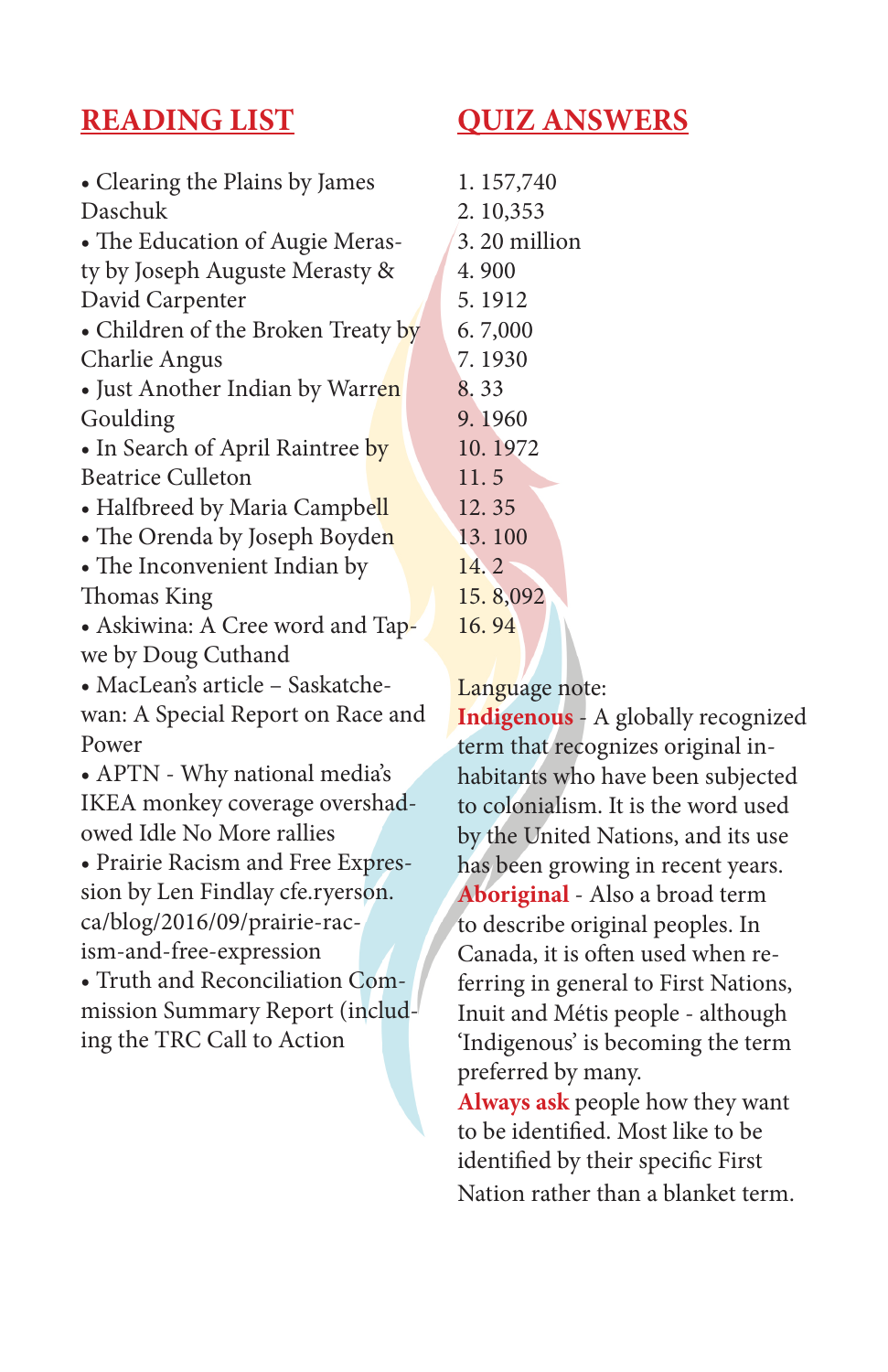## READING LIST

- Clearing the Plains by James Daschuk
- The Education of Augie Merasty by Joseph Auguste Merasty & David Carpenter
- Children of the Broken Treaty by Charlie Angus
- Just Another Indian by Warren Goulding
- In Search of April Raintree by Beatrice Culleton
- Halfbreed by Maria Campbell
- The Orenda by Joseph Boyden
- The Inconvenient Indian by Thomas King
- Askiwina: A Cree word and Tapwe by Doug Cuthand
- MacLean's article – Saskatchewan: A Special Report on Race and Power
- APTN - Why national media's IKEA monkey coverage overshadowed Idle No More rallies
- Prairie Racism and Free Expression by Len Findlay cfe.ryerson.ca/blog/2016/09/prairie-racism-and-free-expression
- Truth and Reconciliation Commission Summary Report (including the TRC Call to Action

## QUIZ ANSWERS

1. 157,740
2. 10,353
3. 20 million
4. 900
5. 1912
6. 7,000
7. 1930
8. 33
9. 1960
10. 1972
11. 5
12. 35
13. 100
14. 2
15. 8,092
16. 94

Language note:

**Indigenous** - A globally recognized term that recognizes original inhabitants who have been subjected to colonialism. It is the word used by the United Nations, and its use has been growing in recent years.

**Aboriginal** - Also a broad term to describe original peoples. In Canada, it is often used when referring in general to First Nations, Inuit and Métis people - although 'Indigenous' is becoming the term preferred by many.

**Always ask** people how they want to be identified. Most like to be identified by their specific First Nation rather than a blanket term.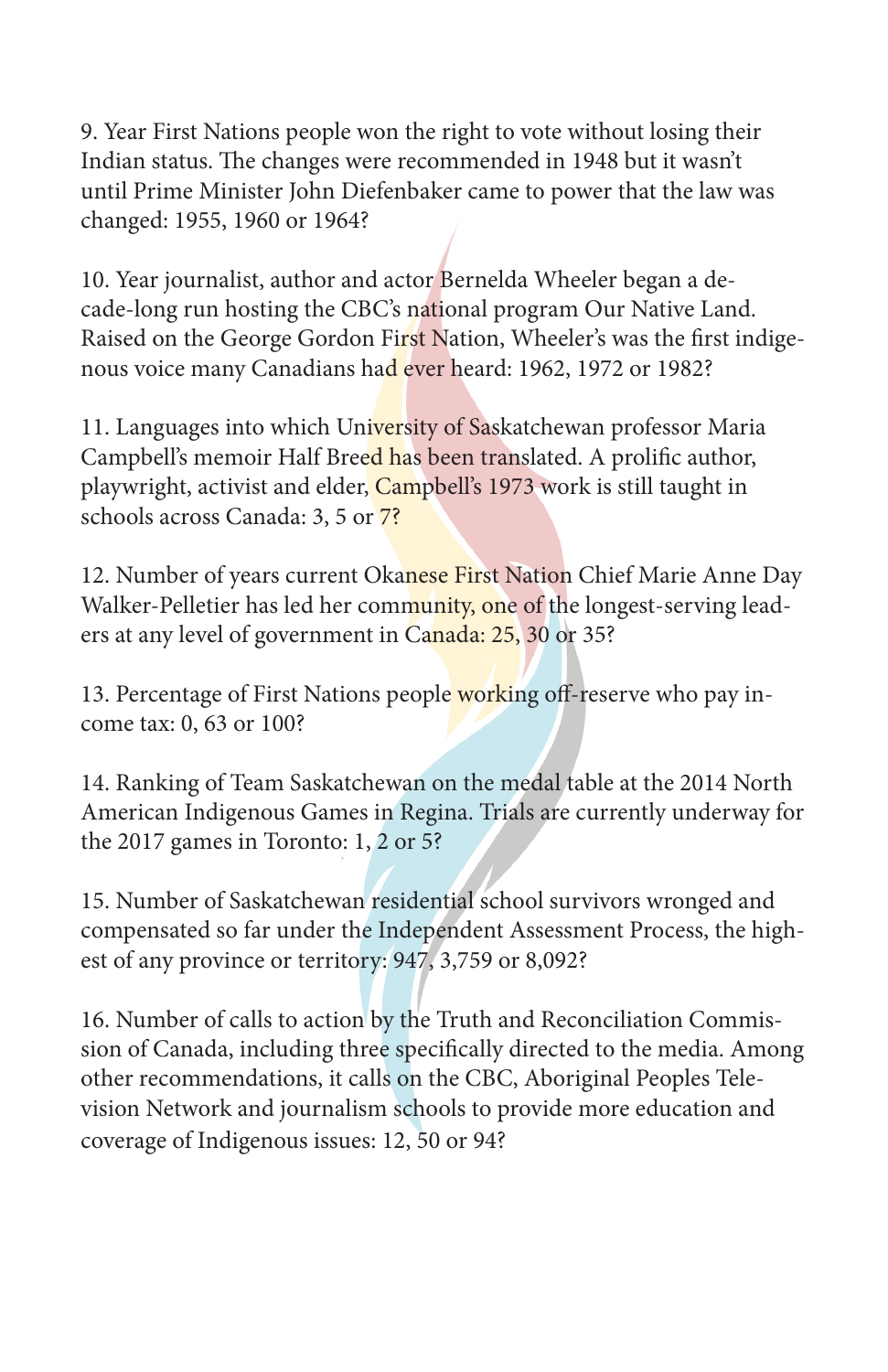9. Year First Nations people won the right to vote without losing their Indian status. The changes were recommended in 1948 but it wasn't until Prime Minister John Diefenbaker came to power that the law was changed: 1955, 1960 or 1964?

10. Year journalist, author and actor Bernelda Wheeler began a decade-long run hosting the CBC's national program Our Native Land. Raised on the George Gordon First Nation, Wheeler's was the first indigenous voice many Canadians had ever heard: 1962, 1972 or 1982?

11. Languages into which University of Saskatchewan professor Maria Campbell's memoir Half Breed has been translated. A prolific author, playwright, activist and elder, Campbell's 1973 work is still taught in schools across Canada: 3, 5 or 7?

12. Number of years current Okanese First Nation Chief Marie Anne Day Walker-Pelletier has led her community, one of the longest-serving leaders at any level of government in Canada: 25, 30 or 35?

13. Percentage of First Nations people working off-reserve who pay income tax: 0, 63 or 100?

14. Ranking of Team Saskatchewan on the medal table at the 2014 North American Indigenous Games in Regina. Trials are currently underway for the 2017 games in Toronto: 1, 2 or 5?

15. Number of Saskatchewan residential school survivors wronged and compensated so far under the Independent Assessment Process, the highest of any province or territory: 947, 3,759 or 8,092?

16. Number of calls to action by the Truth and Reconciliation Commission of Canada, including three specifically directed to the media. Among other recommendations, it calls on the CBC, Aboriginal Peoples Television Network and journalism schools to provide more education and coverage of Indigenous issues: 12, 50 or 94?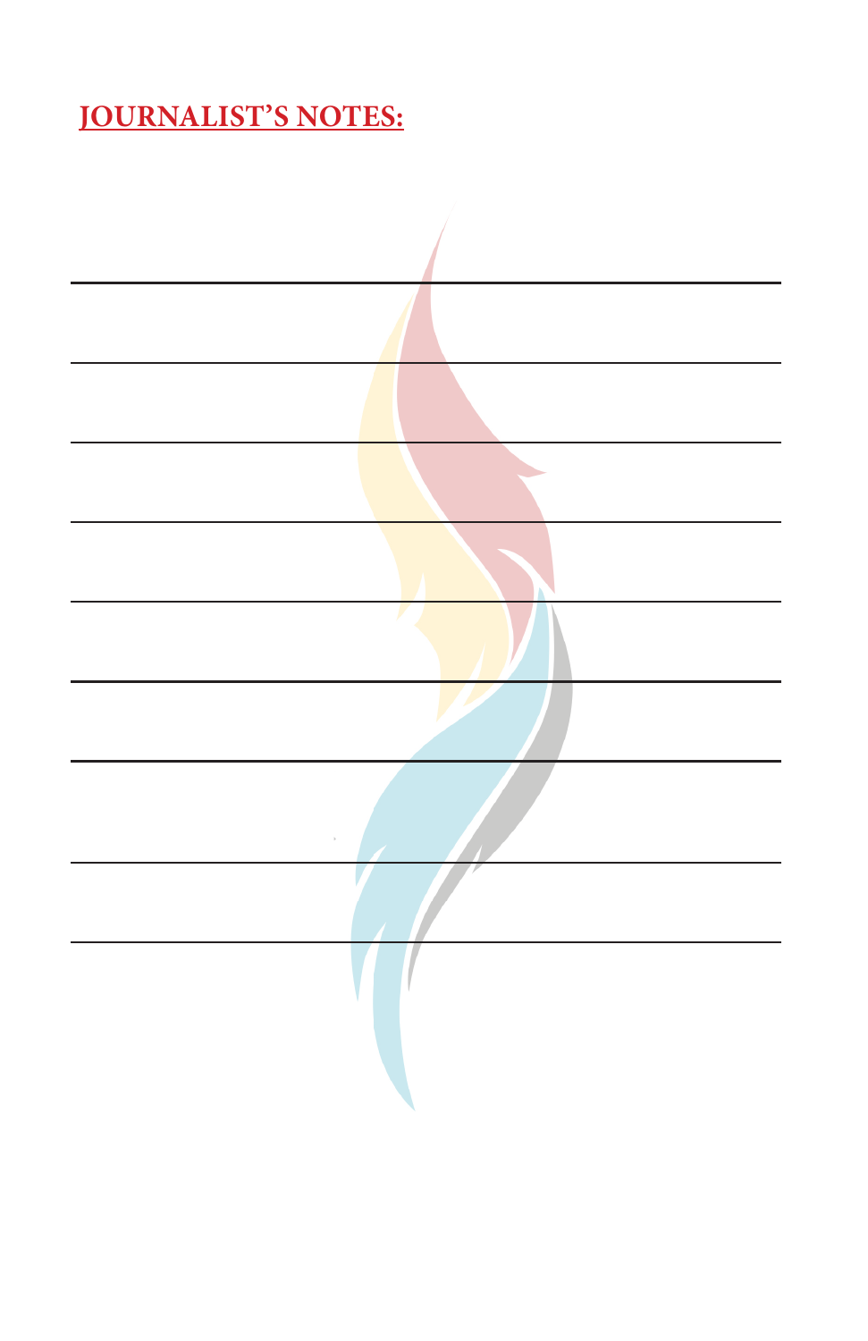**JOURNALIST'S NOTES:**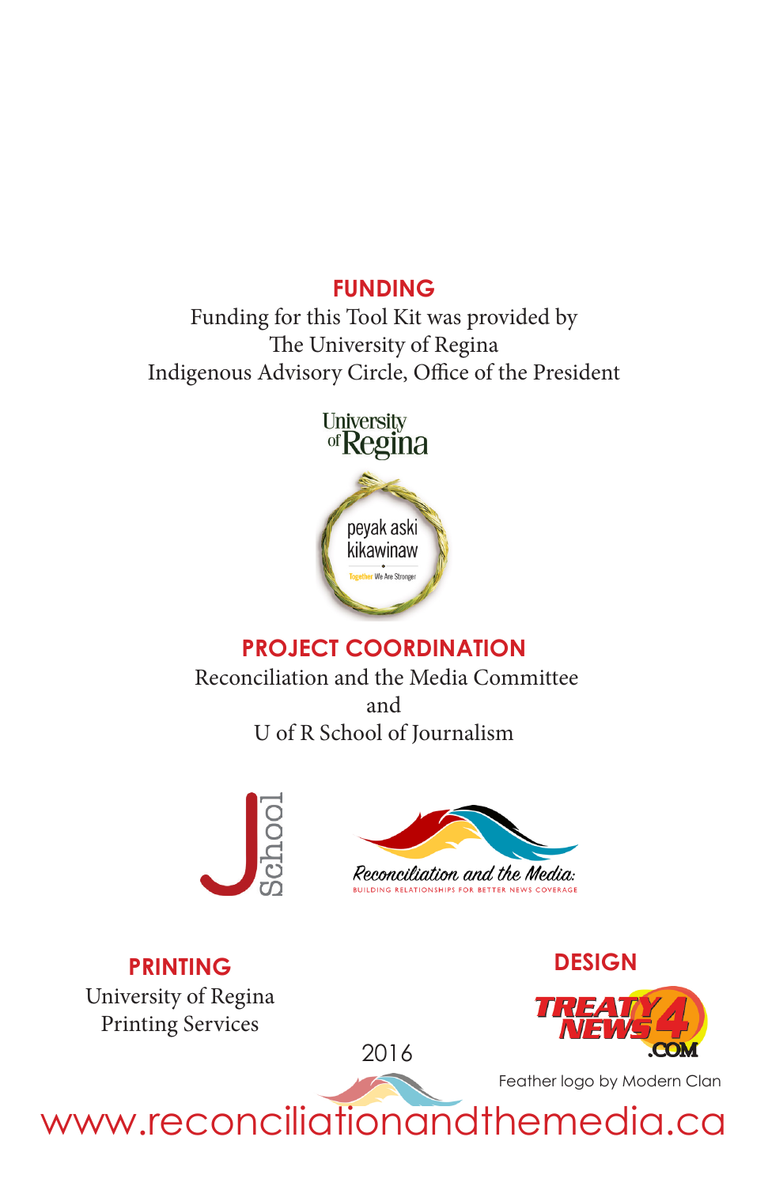## FUNDING

Funding for this Tool Kit was provided by
The University of Regina
Indigenous Advisory Circle, Office of the President

University of Regina

peyak aski kikawinaw

Together We Are Stronger

## PROJECT COORDINATION

Reconciliation and the Media Committee
and
U of R School of Journalism

J School

Reconciliation and the Media:
BUILDING RELATIONSHIPS FOR BETTER NEWS COVERAGE

## PRINTING

University of Regina
Printing Services

## DESIGN

TREATY 4 NEWS .COM

Feather logo by Modern Clan

2016

www.reconciliationandthemedia.ca